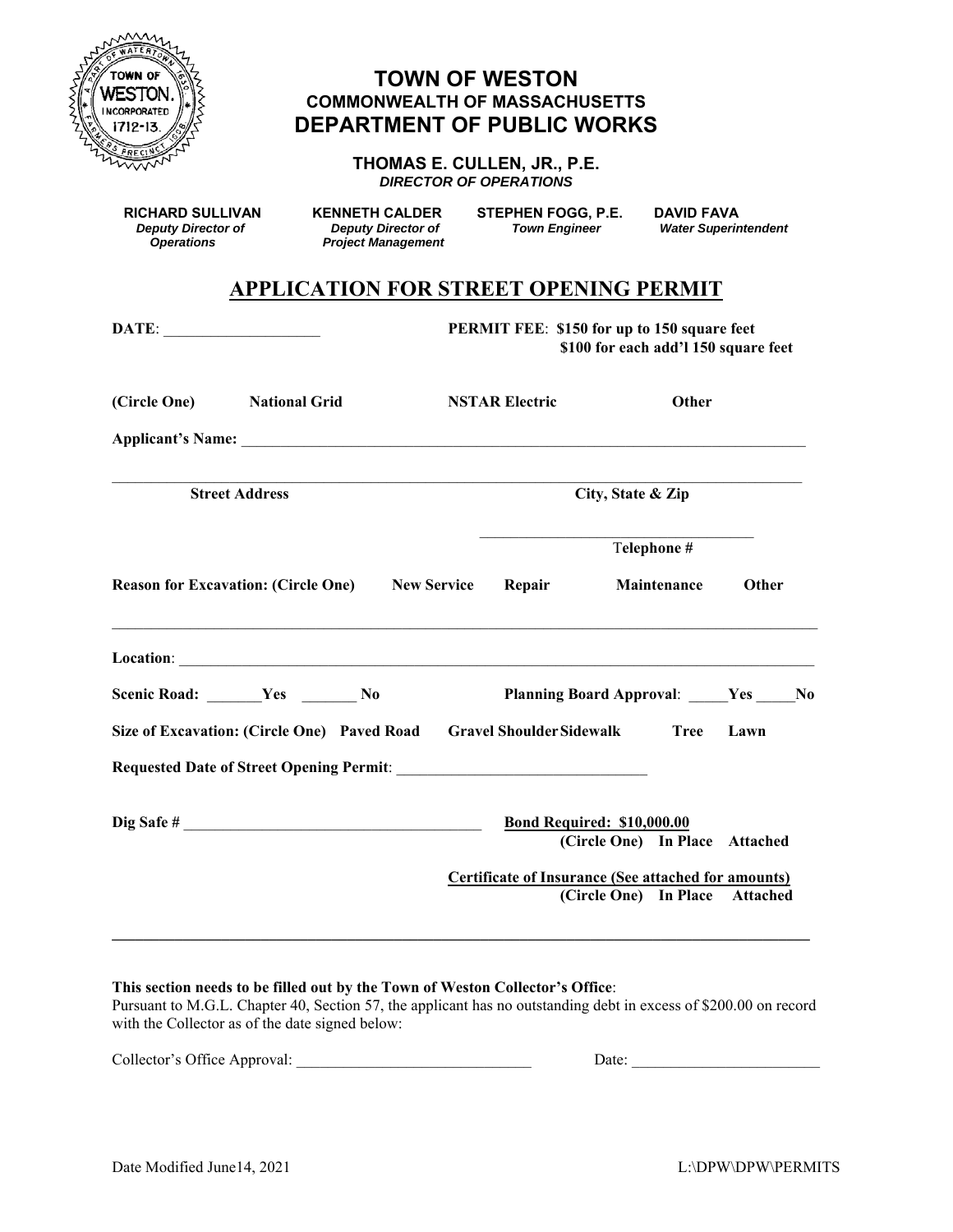# TOWN OF WESTON
### COMMONWEALTH OF MASSACHUSETTS
## DEPARTMENT OF PUBLIC WORKS

**THOMAS E. CULLEN, JR., P.E.**
***DIRECTOR OF OPERATIONS***

| **RICHARD SULLIVAN** | **KENNETH CALDER** | **STEPHEN FOGG, P.E.** | **DAVID FAVA** |
|---|---|---|---|
| *Deputy Director of Operations* | *Deputy Director of Project Management* | *Town Engineer* | *Water Superintendent* |

## APPLICATION FOR STREET OPENING PERMIT

**DATE**: ____________________

**PERMIT FEE**: **$150 for up to 150 square feet**
**$100 for each add'l 150 square feet**

**(Circle One)** **National Grid** **NSTAR Electric** **Other**

**Applicant's Name:** ___________________________________________________________________________

___________________________________________________________________________

**Street Address** **City, State & Zip**

___________________________________

**Telephone #**

**Reason for Excavation: (Circle One)** **New Service** **Repair** **Maintenance** **Other**

___________________________________________________________________________

**Location**: ___________________________________________________________________________

**Scenic Road:** _______**Yes** _______ **No** **Planning Board Approval**: _____**Yes** _____**No**

**Size of Excavation: (Circle One)** **Paved Road** **Gravel Shoulder** **Sidewalk** **Tree** **Lawn**

**Requested Date of Street Opening Permit**: _______________________________

**Dig Safe #** ______________________________________

**Bond Required: $10,000.00**
**(Circle One)** **In Place** **Attached**

**Certificate of Insurance (See attached for amounts)**
**(Circle One)** **In Place** **Attached**

---

**This section needs to be filled out by the Town of Weston Collector's Office**:
Pursuant to M.G.L. Chapter 40, Section 57, the applicant has no outstanding debt in excess of $200.00 on record with the Collector as of the date signed below:

Collector's Office Approval: ______________________________ Date: ________________________

Date Modified June14, 2021 L:\DPW\DPW\PERMITS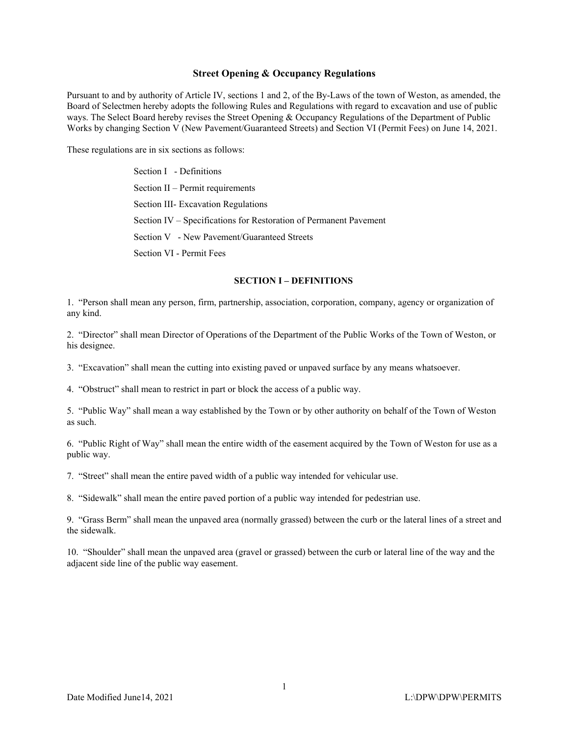## Street Opening & Occupancy Regulations

Pursuant to and by authority of Article IV, sections 1 and 2, of the By-Laws of the town of Weston, as amended, the Board of Selectmen hereby adopts the following Rules and Regulations with regard to excavation and use of public ways. The Select Board hereby revises the Street Opening & Occupancy Regulations of the Department of Public Works by changing Section V (New Pavement/Guaranteed Streets) and Section VI (Permit Fees) on June 14, 2021.

These regulations are in six sections as follows:

- Section I - Definitions
- Section II – Permit requirements
- Section III- Excavation Regulations
- Section IV – Specifications for Restoration of Permanent Pavement
- Section V - New Pavement/Guaranteed Streets
- Section VI - Permit Fees

### SECTION I – DEFINITIONS

1. "Person shall mean any person, firm, partnership, association, corporation, company, agency or organization of any kind.

2. "Director" shall mean Director of Operations of the Department of the Public Works of the Town of Weston, or his designee.

3. "Excavation" shall mean the cutting into existing paved or unpaved surface by any means whatsoever.

4. "Obstruct" shall mean to restrict in part or block the access of a public way.

5. "Public Way" shall mean a way established by the Town or by other authority on behalf of the Town of Weston as such.

6. "Public Right of Way" shall mean the entire width of the easement acquired by the Town of Weston for use as a public way.

7. "Street" shall mean the entire paved width of a public way intended for vehicular use.

8. "Sidewalk" shall mean the entire paved portion of a public way intended for pedestrian use.

9. "Grass Berm" shall mean the unpaved area (normally grassed) between the curb or the lateral lines of a street and the sidewalk.

10. "Shoulder" shall mean the unpaved area (gravel or grassed) between the curb or lateral line of the way and the adjacent side line of the public way easement.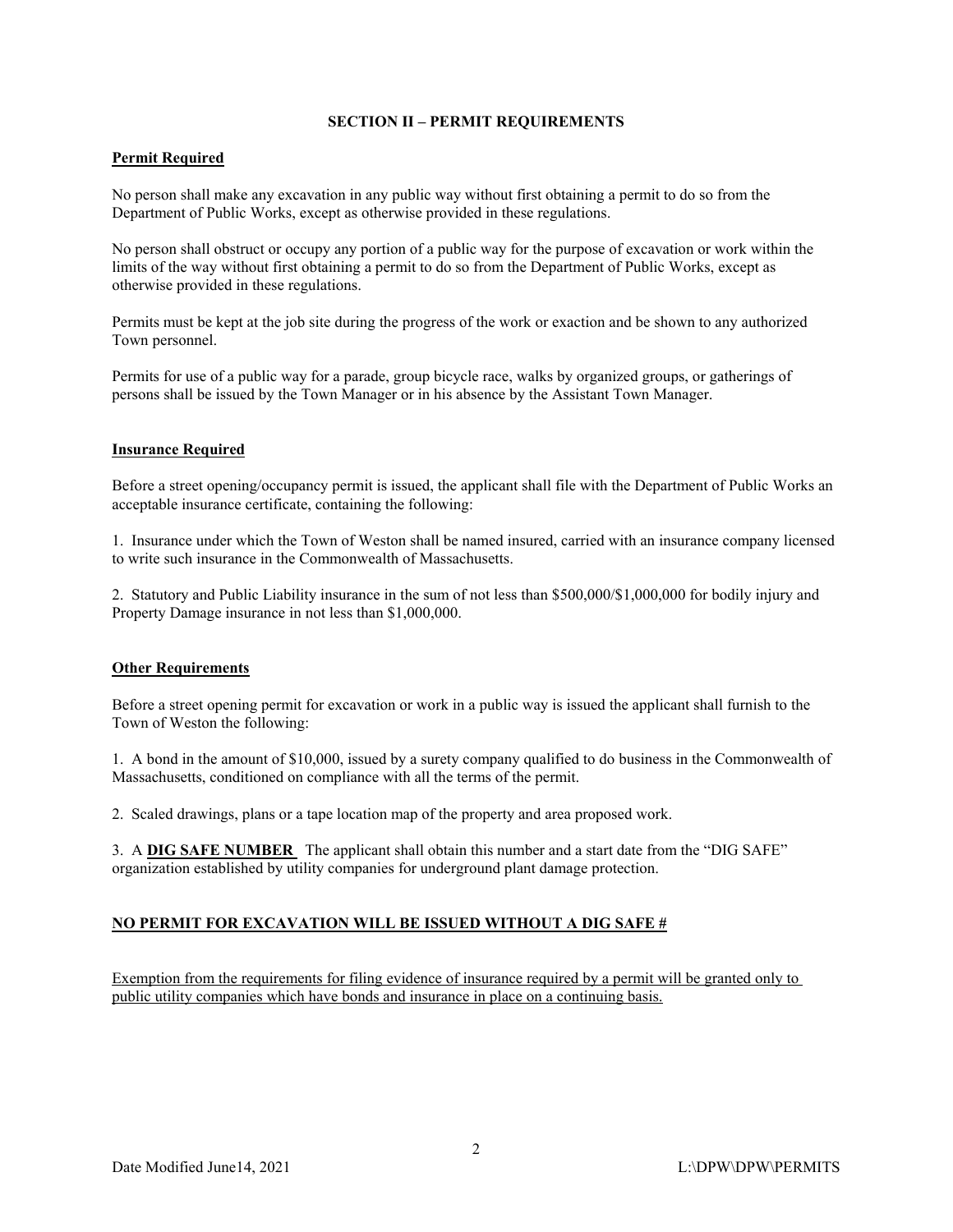## SECTION II – PERMIT REQUIREMENTS

### Permit Required

No person shall make any excavation in any public way without first obtaining a permit to do so from the Department of Public Works, except as otherwise provided in these regulations.

No person shall obstruct or occupy any portion of a public way for the purpose of excavation or work within the limits of the way without first obtaining a permit to do so from the Department of Public Works, except as otherwise provided in these regulations.

Permits must be kept at the job site during the progress of the work or exaction and be shown to any authorized Town personnel.

Permits for use of a public way for a parade, group bicycle race, walks by organized groups, or gatherings of persons shall be issued by the Town Manager or in his absence by the Assistant Town Manager.

### Insurance Required

Before a street opening/occupancy permit is issued, the applicant shall file with the Department of Public Works an acceptable insurance certificate, containing the following:

1. Insurance under which the Town of Weston shall be named insured, carried with an insurance company licensed to write such insurance in the Commonwealth of Massachusetts.

2. Statutory and Public Liability insurance in the sum of not less than $500,000/$1,000,000 for bodily injury and Property Damage insurance in not less than $1,000,000.

### Other Requirements

Before a street opening permit for excavation or work in a public way is issued the applicant shall furnish to the Town of Weston the following:

1. A bond in the amount of $10,000, issued by a surety company qualified to do business in the Commonwealth of Massachusetts, conditioned on compliance with all the terms of the permit.

2. Scaled drawings, plans or a tape location map of the property and area proposed work.

3. A **DIG SAFE NUMBER** The applicant shall obtain this number and a start date from the "DIG SAFE" organization established by utility companies for underground plant damage protection.

**NO PERMIT FOR EXCAVATION WILL BE ISSUED WITHOUT A DIG SAFE #**

Exemption from the requirements for filing evidence of insurance required by a permit will be granted only to public utility companies which have bonds and insurance in place on a continuing basis.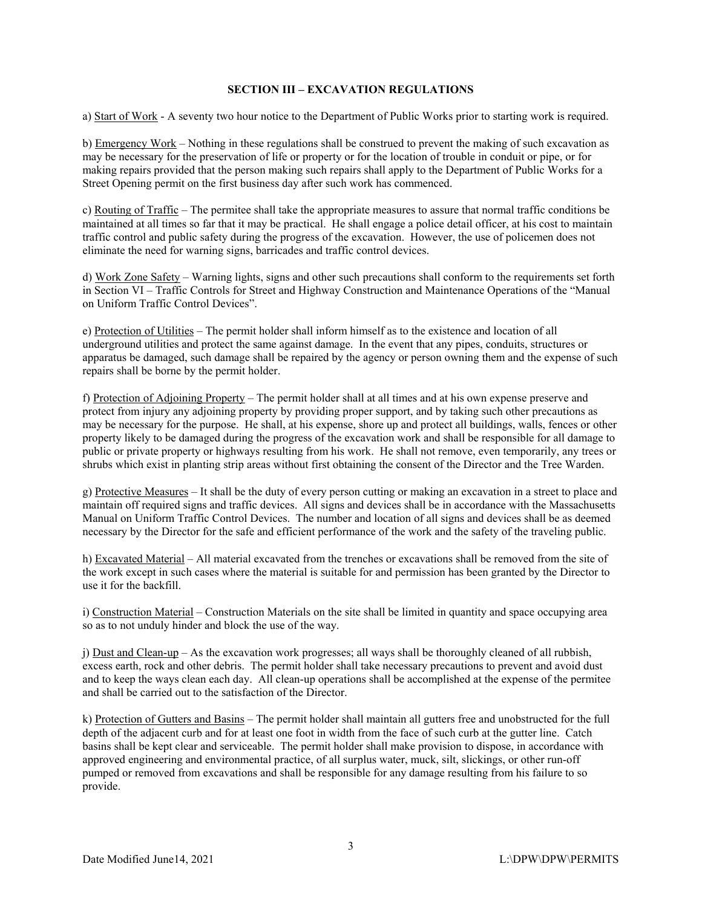### SECTION III – EXCAVATION REGULATIONS

a) Start of Work - A seventy two hour notice to the Department of Public Works prior to starting work is required.

b) Emergency Work – Nothing in these regulations shall be construed to prevent the making of such excavation as may be necessary for the preservation of life or property or for the location of trouble in conduit or pipe, or for making repairs provided that the person making such repairs shall apply to the Department of Public Works for a Street Opening permit on the first business day after such work has commenced.

c) Routing of Traffic – The permitee shall take the appropriate measures to assure that normal traffic conditions be maintained at all times so far that it may be practical. He shall engage a police detail officer, at his cost to maintain traffic control and public safety during the progress of the excavation. However, the use of policemen does not eliminate the need for warning signs, barricades and traffic control devices.

d) Work Zone Safety – Warning lights, signs and other such precautions shall conform to the requirements set forth in Section VI – Traffic Controls for Street and Highway Construction and Maintenance Operations of the "Manual on Uniform Traffic Control Devices".

e) Protection of Utilities – The permit holder shall inform himself as to the existence and location of all underground utilities and protect the same against damage. In the event that any pipes, conduits, structures or apparatus be damaged, such damage shall be repaired by the agency or person owning them and the expense of such repairs shall be borne by the permit holder.

f) Protection of Adjoining Property – The permit holder shall at all times and at his own expense preserve and protect from injury any adjoining property by providing proper support, and by taking such other precautions as may be necessary for the purpose. He shall, at his expense, shore up and protect all buildings, walls, fences or other property likely to be damaged during the progress of the excavation work and shall be responsible for all damage to public or private property or highways resulting from his work. He shall not remove, even temporarily, any trees or shrubs which exist in planting strip areas without first obtaining the consent of the Director and the Tree Warden.

g) Protective Measures – It shall be the duty of every person cutting or making an excavation in a street to place and maintain off required signs and traffic devices. All signs and devices shall be in accordance with the Massachusetts Manual on Uniform Traffic Control Devices. The number and location of all signs and devices shall be as deemed necessary by the Director for the safe and efficient performance of the work and the safety of the traveling public.

h) Excavated Material – All material excavated from the trenches or excavations shall be removed from the site of the work except in such cases where the material is suitable for and permission has been granted by the Director to use it for the backfill.

i) Construction Material – Construction Materials on the site shall be limited in quantity and space occupying area so as to not unduly hinder and block the use of the way.

j) Dust and Clean-up – As the excavation work progresses; all ways shall be thoroughly cleaned of all rubbish, excess earth, rock and other debris. The permit holder shall take necessary precautions to prevent and avoid dust and to keep the ways clean each day. All clean-up operations shall be accomplished at the expense of the permitee and shall be carried out to the satisfaction of the Director.

k) Protection of Gutters and Basins – The permit holder shall maintain all gutters free and unobstructed for the full depth of the adjacent curb and for at least one foot in width from the face of such curb at the gutter line. Catch basins shall be kept clear and serviceable. The permit holder shall make provision to dispose, in accordance with approved engineering and environmental practice, of all surplus water, muck, silt, slickings, or other run-off pumped or removed from excavations and shall be responsible for any damage resulting from his failure to so provide.

Date Modified June14, 2021 L:\DPW\DPW\PERMITS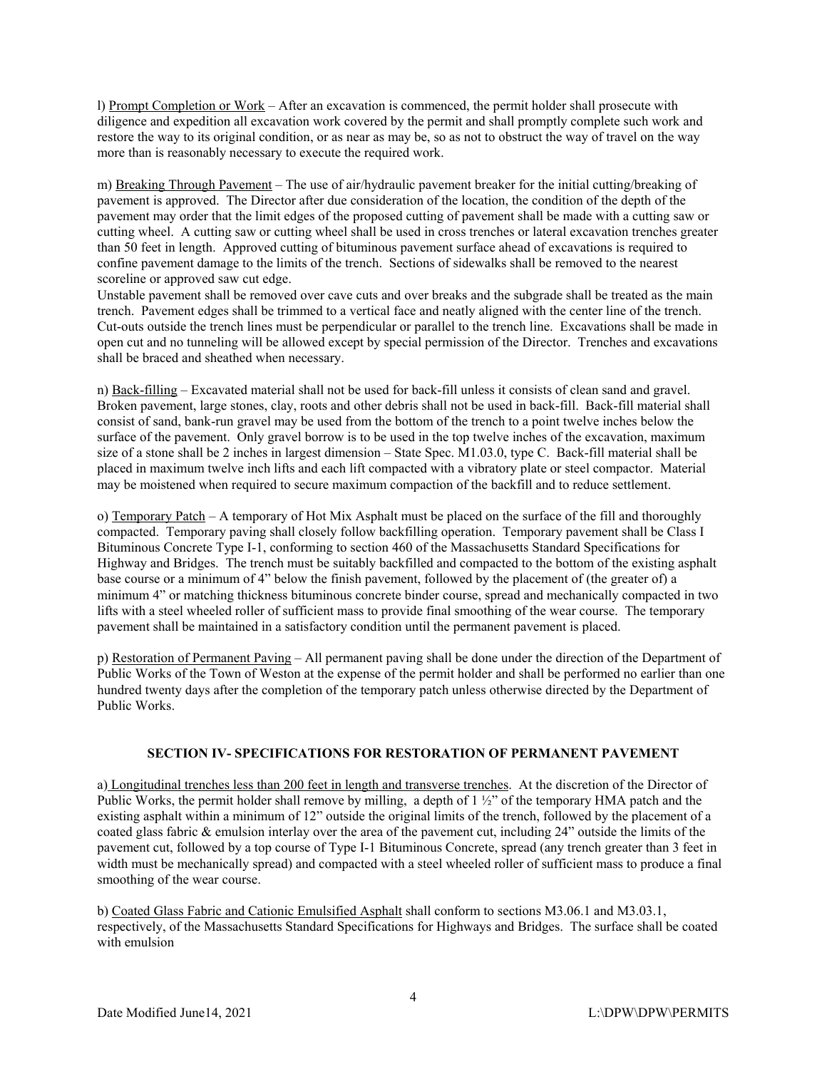l) <u>Prompt Completion or Work</u> – After an excavation is commenced, the permit holder shall prosecute with diligence and expedition all excavation work covered by the permit and shall promptly complete such work and restore the way to its original condition, or as near as may be, so as not to obstruct the way of travel on the way more than is reasonably necessary to execute the required work.

m) <u>Breaking Through Pavement</u> – The use of air/hydraulic pavement breaker for the initial cutting/breaking of pavement is approved. The Director after due consideration of the location, the condition of the depth of the pavement may order that the limit edges of the proposed cutting of pavement shall be made with a cutting saw or cutting wheel. A cutting saw or cutting wheel shall be used in cross trenches or lateral excavation trenches greater than 50 feet in length. Approved cutting of bituminous pavement surface ahead of excavations is required to confine pavement damage to the limits of the trench. Sections of sidewalks shall be removed to the nearest scoreline or approved saw cut edge.
Unstable pavement shall be removed over cave cuts and over breaks and the subgrade shall be treated as the main trench. Pavement edges shall be trimmed to a vertical face and neatly aligned with the center line of the trench. Cut-outs outside the trench lines must be perpendicular or parallel to the trench line. Excavations shall be made in open cut and no tunneling will be allowed except by special permission of the Director. Trenches and excavations shall be braced and sheathed when necessary.

n) <u>Back-filling</u> – Excavated material shall not be used for back-fill unless it consists of clean sand and gravel. Broken pavement, large stones, clay, roots and other debris shall not be used in back-fill. Back-fill material shall consist of sand, bank-run gravel may be used from the bottom of the trench to a point twelve inches below the surface of the pavement. Only gravel borrow is to be used in the top twelve inches of the excavation, maximum size of a stone shall be 2 inches in largest dimension – State Spec. M1.03.0, type C. Back-fill material shall be placed in maximum twelve inch lifts and each lift compacted with a vibratory plate or steel compactor. Material may be moistened when required to secure maximum compaction of the backfill and to reduce settlement.

o) <u>Temporary Patch</u> – A temporary of Hot Mix Asphalt must be placed on the surface of the fill and thoroughly compacted. Temporary paving shall closely follow backfilling operation. Temporary pavement shall be Class I Bituminous Concrete Type I-1, conforming to section 460 of the Massachusetts Standard Specifications for Highway and Bridges. The trench must be suitably backfilled and compacted to the bottom of the existing asphalt base course or a minimum of 4" below the finish pavement, followed by the placement of (the greater of) a minimum 4" or matching thickness bituminous concrete binder course, spread and mechanically compacted in two lifts with a steel wheeled roller of sufficient mass to provide final smoothing of the wear course. The temporary pavement shall be maintained in a satisfactory condition until the permanent pavement is placed.

p) <u>Restoration of Permanent Paving</u> – All permanent paving shall be done under the direction of the Department of Public Works of the Town of Weston at the expense of the permit holder and shall be performed no earlier than one hundred twenty days after the completion of the temporary patch unless otherwise directed by the Department of Public Works.

## SECTION IV- SPECIFICATIONS FOR RESTORATION OF PERMANENT PAVEMENT

a) <u>Longitudinal trenches less than 200 feet in length and transverse trenches</u>. At the discretion of the Director of Public Works, the permit holder shall remove by milling, a depth of 1 ½" of the temporary HMA patch and the existing asphalt within a minimum of 12" outside the original limits of the trench, followed by the placement of a coated glass fabric & emulsion interlay over the area of the pavement cut, including 24" outside the limits of the pavement cut, followed by a top course of Type I-1 Bituminous Concrete, spread (any trench greater than 3 feet in width must be mechanically spread) and compacted with a steel wheeled roller of sufficient mass to produce a final smoothing of the wear course.

b) <u>Coated Glass Fabric and Cationic Emulsified Asphalt</u> shall conform to sections M3.06.1 and M3.03.1, respectively, of the Massachusetts Standard Specifications for Highways and Bridges. The surface shall be coated with emulsion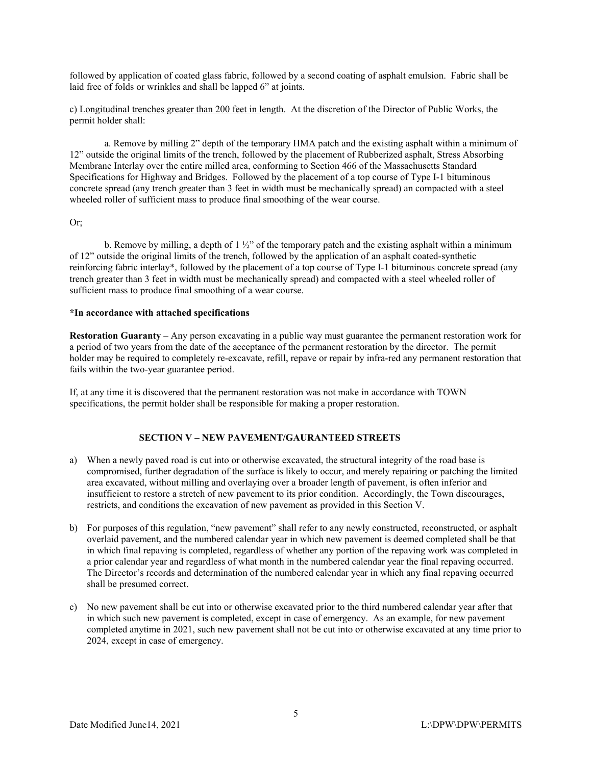followed by application of coated glass fabric, followed by a second coating of asphalt emulsion. Fabric shall be laid free of folds or wrinkles and shall be lapped 6" at joints.

c) Longitudinal trenches greater than 200 feet in length. At the discretion of the Director of Public Works, the permit holder shall:

a. Remove by milling 2" depth of the temporary HMA patch and the existing asphalt within a minimum of 12" outside the original limits of the trench, followed by the placement of Rubberized asphalt, Stress Absorbing Membrane Interlay over the entire milled area, conforming to Section 466 of the Massachusetts Standard Specifications for Highway and Bridges. Followed by the placement of a top course of Type I-1 bituminous concrete spread (any trench greater than 3 feet in width must be mechanically spread) an compacted with a steel wheeled roller of sufficient mass to produce final smoothing of the wear course.

Or;

b. Remove by milling, a depth of 1 ½" of the temporary patch and the existing asphalt within a minimum of 12" outside the original limits of the trench, followed by the application of an asphalt coated-synthetic reinforcing fabric interlay*, followed by the placement of a top course of Type I-1 bituminous concrete spread (any trench greater than 3 feet in width must be mechanically spread) and compacted with a steel wheeled roller of sufficient mass to produce final smoothing of a wear course.

**\*In accordance with attached specifications**

**Restoration Guaranty** – Any person excavating in a public way must guarantee the permanent restoration work for a period of two years from the date of the acceptance of the permanent restoration by the director. The permit holder may be required to completely re-excavate, refill, repave or repair by infra-red any permanent restoration that fails within the two-year guarantee period.

If, at any time it is discovered that the permanent restoration was not make in accordance with TOWN specifications, the permit holder shall be responsible for making a proper restoration.

## SECTION V – NEW PAVEMENT/GAURANTEED STREETS

a) When a newly paved road is cut into or otherwise excavated, the structural integrity of the road base is compromised, further degradation of the surface is likely to occur, and merely repairing or patching the limited area excavated, without milling and overlaying over a broader length of pavement, is often inferior and insufficient to restore a stretch of new pavement to its prior condition. Accordingly, the Town discourages, restricts, and conditions the excavation of new pavement as provided in this Section V.

b) For purposes of this regulation, "new pavement" shall refer to any newly constructed, reconstructed, or asphalt overlaid pavement, and the numbered calendar year in which new pavement is deemed completed shall be that in which final repaving is completed, regardless of whether any portion of the repaving work was completed in a prior calendar year and regardless of what month in the numbered calendar year the final repaving occurred. The Director's records and determination of the numbered calendar year in which any final repaving occurred shall be presumed correct.

c) No new pavement shall be cut into or otherwise excavated prior to the third numbered calendar year after that in which such new pavement is completed, except in case of emergency. As an example, for new pavement completed anytime in 2021, such new pavement shall not be cut into or otherwise excavated at any time prior to 2024, except in case of emergency.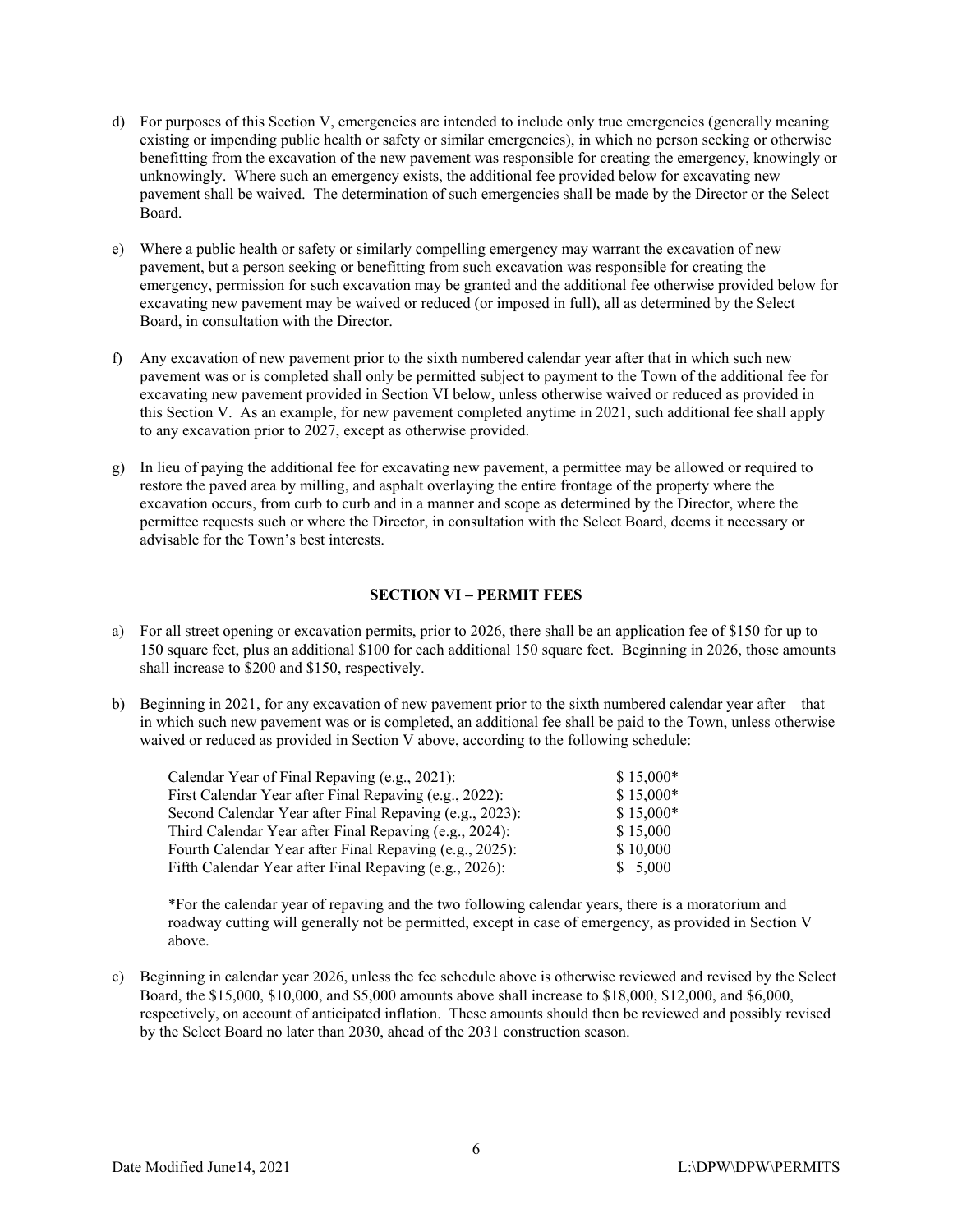d) For purposes of this Section V, emergencies are intended to include only true emergencies (generally meaning existing or impending public health or safety or similar emergencies), in which no person seeking or otherwise benefitting from the excavation of the new pavement was responsible for creating the emergency, knowingly or unknowingly. Where such an emergency exists, the additional fee provided below for excavating new pavement shall be waived. The determination of such emergencies shall be made by the Director or the Select Board.

e) Where a public health or safety or similarly compelling emergency may warrant the excavation of new pavement, but a person seeking or benefitting from such excavation was responsible for creating the emergency, permission for such excavation may be granted and the additional fee otherwise provided below for excavating new pavement may be waived or reduced (or imposed in full), all as determined by the Select Board, in consultation with the Director.

f) Any excavation of new pavement prior to the sixth numbered calendar year after that in which such new pavement was or is completed shall only be permitted subject to payment to the Town of the additional fee for excavating new pavement provided in Section VI below, unless otherwise waived or reduced as provided in this Section V. As an example, for new pavement completed anytime in 2021, such additional fee shall apply to any excavation prior to 2027, except as otherwise provided.

g) In lieu of paying the additional fee for excavating new pavement, a permittee may be allowed or required to restore the paved area by milling, and asphalt overlaying the entire frontage of the property where the excavation occurs, from curb to curb and in a manner and scope as determined by the Director, where the permittee requests such or where the Director, in consultation with the Select Board, deems it necessary or advisable for the Town's best interests.

## SECTION VI – PERMIT FEES

a) For all street opening or excavation permits, prior to 2026, there shall be an application fee of $150 for up to 150 square feet, plus an additional $100 for each additional 150 square feet. Beginning in 2026, those amounts shall increase to $200 and $150, respectively.

b) Beginning in 2021, for any excavation of new pavement prior to the sixth numbered calendar year after that in which such new pavement was or is completed, an additional fee shall be paid to the Town, unless otherwise waived or reduced as provided in Section V above, according to the following schedule:

| | |
|---|---|
| Calendar Year of Final Repaving (e.g., 2021): | $ 15,000* |
| First Calendar Year after Final Repaving (e.g., 2022): | $ 15,000* |
| Second Calendar Year after Final Repaving (e.g., 2023): | $ 15,000* |
| Third Calendar Year after Final Repaving (e.g., 2024): | $ 15,000 |
| Fourth Calendar Year after Final Repaving (e.g., 2025): | $ 10,000 |
| Fifth Calendar Year after Final Repaving (e.g., 2026): | $ 5,000 |

*For the calendar year of repaving and the two following calendar years, there is a moratorium and roadway cutting will generally not be permitted, except in case of emergency, as provided in Section V above.

c) Beginning in calendar year 2026, unless the fee schedule above is otherwise reviewed and revised by the Select Board, the $15,000, $10,000, and $5,000 amounts above shall increase to $18,000, $12,000, and $6,000, respectively, on account of anticipated inflation. These amounts should then be reviewed and possibly revised by the Select Board no later than 2030, ahead of the 2031 construction season.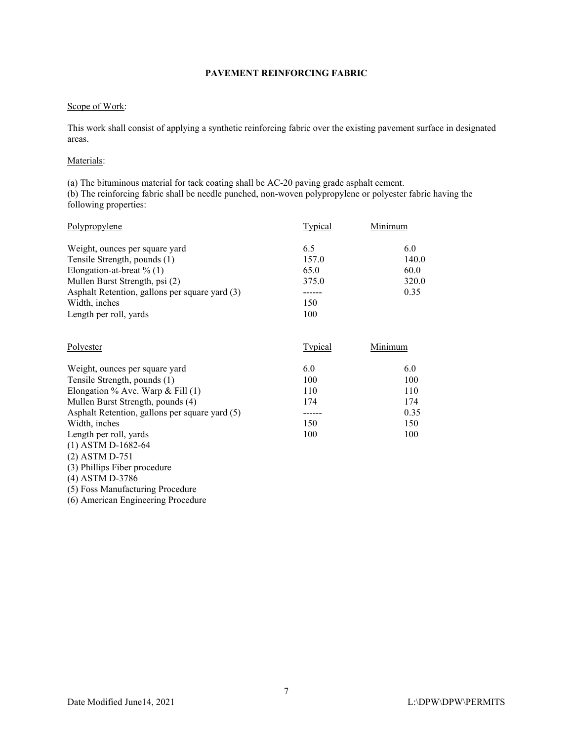**PAVEMENT REINFORCING FABRIC**

Scope of Work:

This work shall consist of applying a synthetic reinforcing fabric over the existing pavement surface in designated areas.

Materials:

(a) The bituminous material for tack coating shall be AC-20 paving grade asphalt cement.
(b) The reinforcing fabric shall be needle punched, non-woven polypropylene or polyester fabric having the following properties:

| Polypropylene | Typical | Minimum |
|---|---|---|
| Weight, ounces per square yard | 6.5 | 6.0 |
| Tensile Strength, pounds (1) | 157.0 | 140.0 |
| Elongation-at-breat % (1) | 65.0 | 60.0 |
| Mullen Burst Strength, psi (2) | 375.0 | 320.0 |
| Asphalt Retention, gallons per square yard (3) | ------ | 0.35 |
| Width, inches | 150 | |
| Length per roll, yards | 100 | |

| Polyester | Typical | Minimum |
|---|---|---|
| Weight, ounces per square yard | 6.0 | 6.0 |
| Tensile Strength, pounds (1) | 100 | 100 |
| Elongation % Ave. Warp & Fill (1) | 110 | 110 |
| Mullen Burst Strength, pounds (4) | 174 | 174 |
| Asphalt Retention, gallons per square yard (5) | ------ | 0.35 |
| Width, inches | 150 | 150 |
| Length per roll, yards | 100 | 100 |

(1) ASTM D-1682-64
(2) ASTM D-751
(3) Phillips Fiber procedure
(4) ASTM D-3786
(5) Foss Manufacturing Procedure
(6) American Engineering Procedure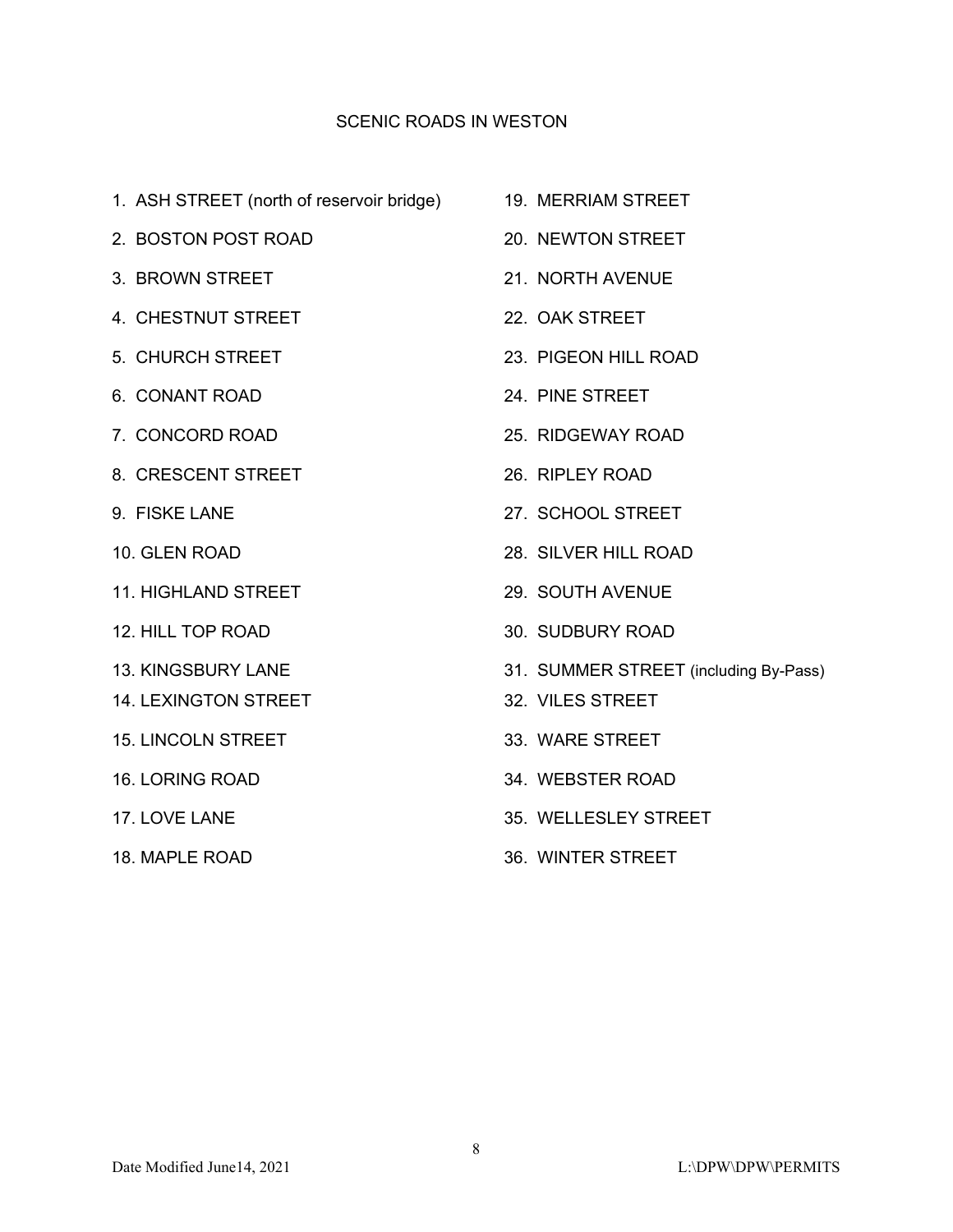# SCENIC ROADS IN WESTON

1. ASH STREET (north of reservoir bridge)
2. BOSTON POST ROAD
3. BROWN STREET
4. CHESTNUT STREET
5. CHURCH STREET
6. CONANT ROAD
7. CONCORD ROAD
8. CRESCENT STREET
9. FISKE LANE
10. GLEN ROAD
11. HIGHLAND STREET
12. HILL TOP ROAD
13. KINGSBURY LANE
14. LEXINGTON STREET
15. LINCOLN STREET
16. LORING ROAD
17. LOVE LANE
18. MAPLE ROAD
19. MERRIAM STREET
20. NEWTON STREET
21. NORTH AVENUE
22. OAK STREET
23. PIGEON HILL ROAD
24. PINE STREET
25. RIDGEWAY ROAD
26. RIPLEY ROAD
27. SCHOOL STREET
28. SILVER HILL ROAD
29. SOUTH AVENUE
30. SUDBURY ROAD
31. SUMMER STREET (including By-Pass)
32. VILES STREET
33. WARE STREET
34. WEBSTER ROAD
35. WELLESLEY STREET
36. WINTER STREET

Date Modified June14, 2021 L:\DPW\DPW\PERMITS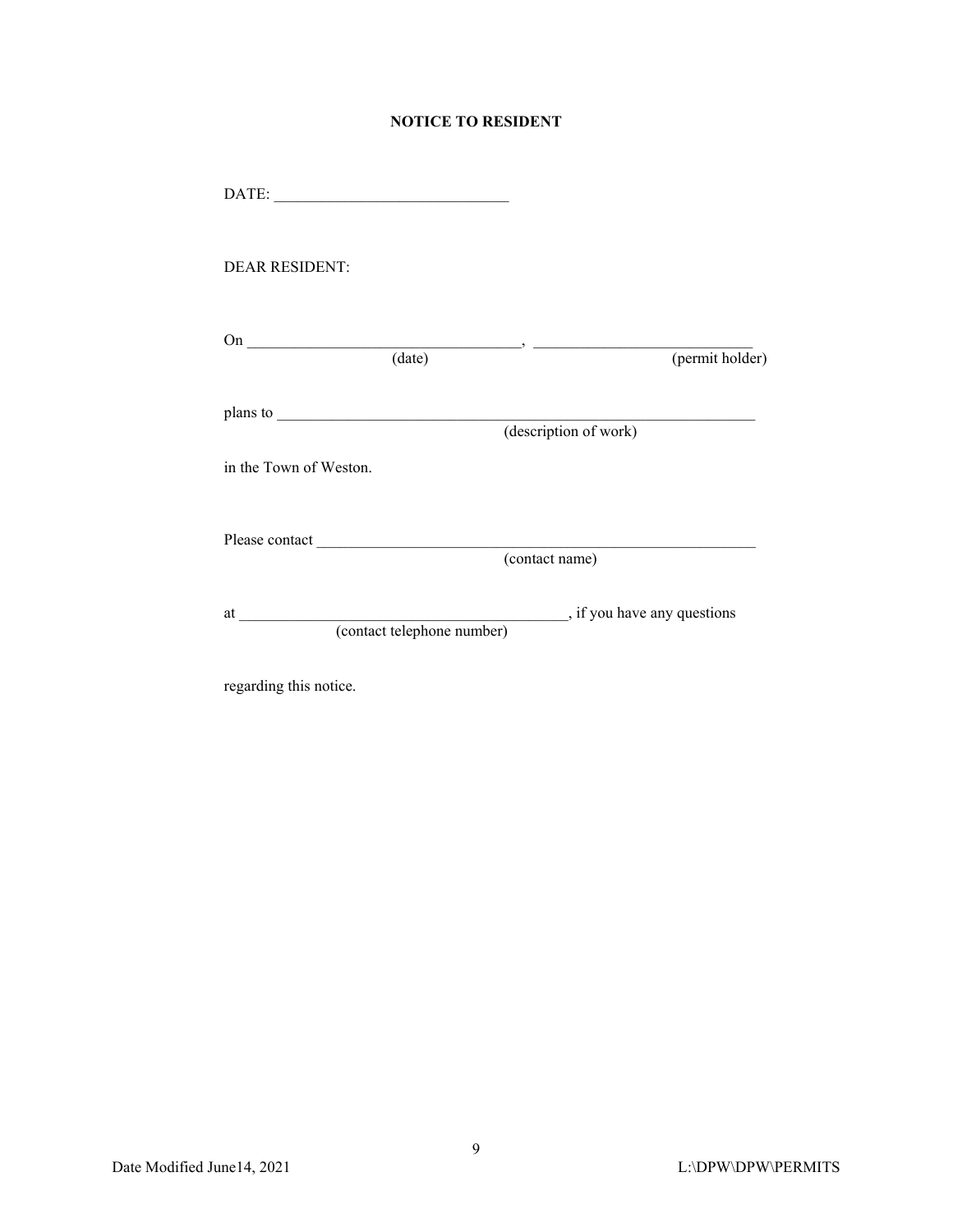**NOTICE TO RESIDENT**

DATE: ______________________________

DEAR RESIDENT:

On ___________________________________, ____________________________
(date) (permit holder)

plans to ______________________________________________________________
(description of work)

in the Town of Weston.

Please contact ________________________________________________________
(contact name)

at __________________________________________, if you have any questions
(contact telephone number)

regarding this notice.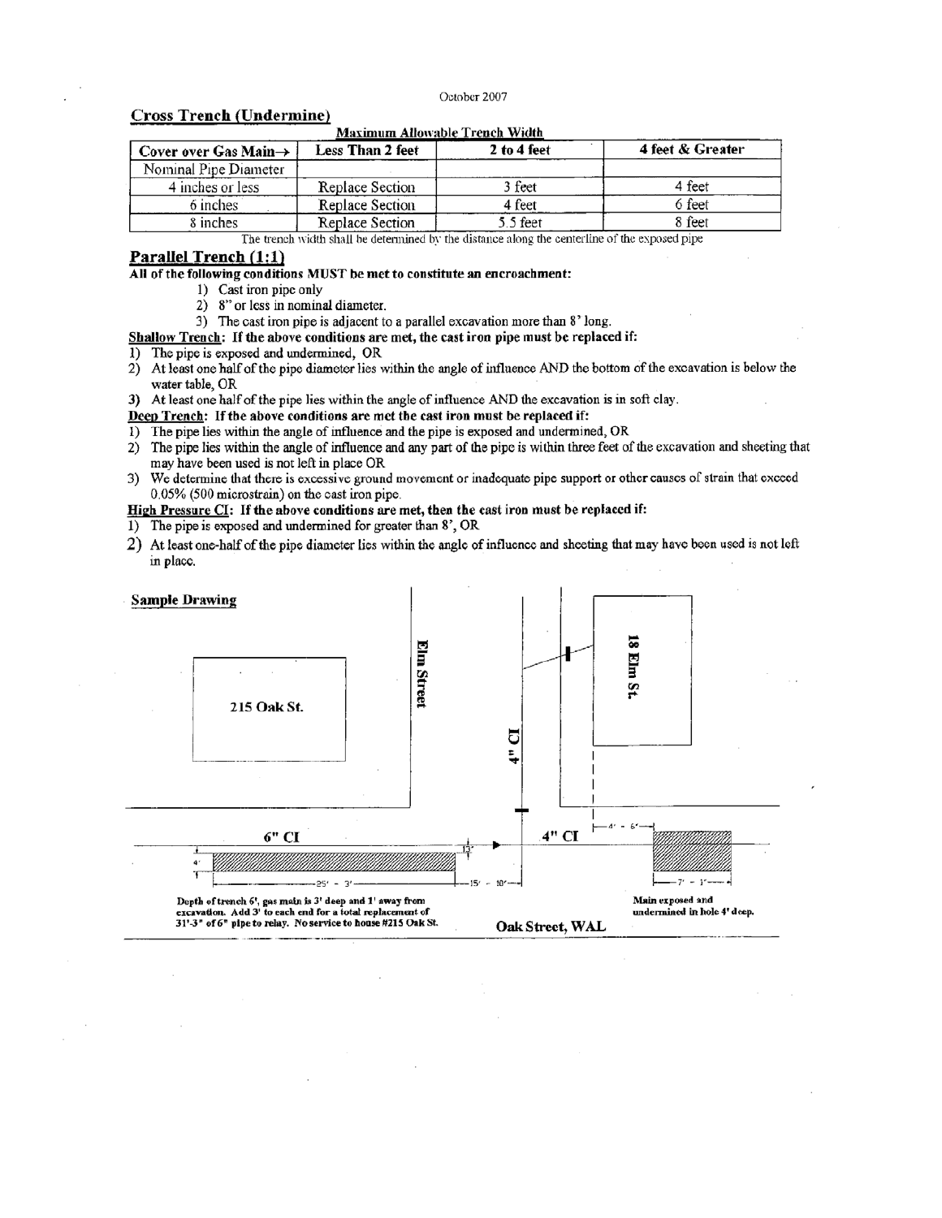October 2007

## Cross Trench (Undermine)

**Maximum Allowable Trench Width**

| Cover over Gas Main→ | Less Than 2 feet | 2 to 4 feet | 4 feet & Greater |
|---|---|---|---|
| Nominal Pipe Diameter | | | |
| 4 inches or less | Replace Section | 3 feet | 4 feet |
| 6 inches | Replace Section | 4 feet | 6 feet |
| 8 inches | Replace Section | 5.5 feet | 8 feet |

The trench width shall be determined by the distance along the centerline of the exposed pipe

## Parallel Trench (1:1)

**All of the following conditions MUST be met to constitute an encroachment:**

1) Cast iron pipe only
2) 8" or less in nominal diameter.
3) The cast iron pipe is adjacent to a parallel excavation more than 8' long.

**Shallow Trench: If the above conditions are met, the cast iron pipe must be replaced if:**

1) The pipe is exposed and undermined, OR
2) At least one half of the pipe diameter lies within the angle of influence AND the bottom of the excavation is below the water table, OR
3) At least one half of the pipe lies within the angle of influence AND the excavation is in soft clay.

**Deep Trench: If the above conditions are met the cast iron must be replaced if:**

1) The pipe lies within the angle of influence and the pipe is exposed and undermined, OR
2) The pipe lies within the angle of influence and any part of the pipe is within three feet of the excavation and sheeting that may have been used is not left in place OR
3) We determine that there is excessive ground movement or inadequate pipe support or other causes of strain that exceed 0.05% (500 microstrain) on the cast iron pipe.

**High Pressure CI: If the above conditions are met, then the cast iron must be replaced if:**

1) The pipe is exposed and undermined for greater than 8', OR
2) At least one-half of the pipe diameter lies within the angle of influence and sheeting that may have been used is not left in place.

**Sample Drawing**

215 Oak St.

Elm Street

18 Elm St.

4" CI

6" CI

4" CI

4'

1'

25' - 3'

15' - 10'

4' - 6'

7' - 1'

Depth of trench 6', gas main is 3' deep and 1' away from excavation. Add 3' to each end for a total replacement of 31'-3" of 6" pipe to relay. No service to house #215 Oak St.

Main exposed and undermined in hole 4' deep.

Oak Street, WAL